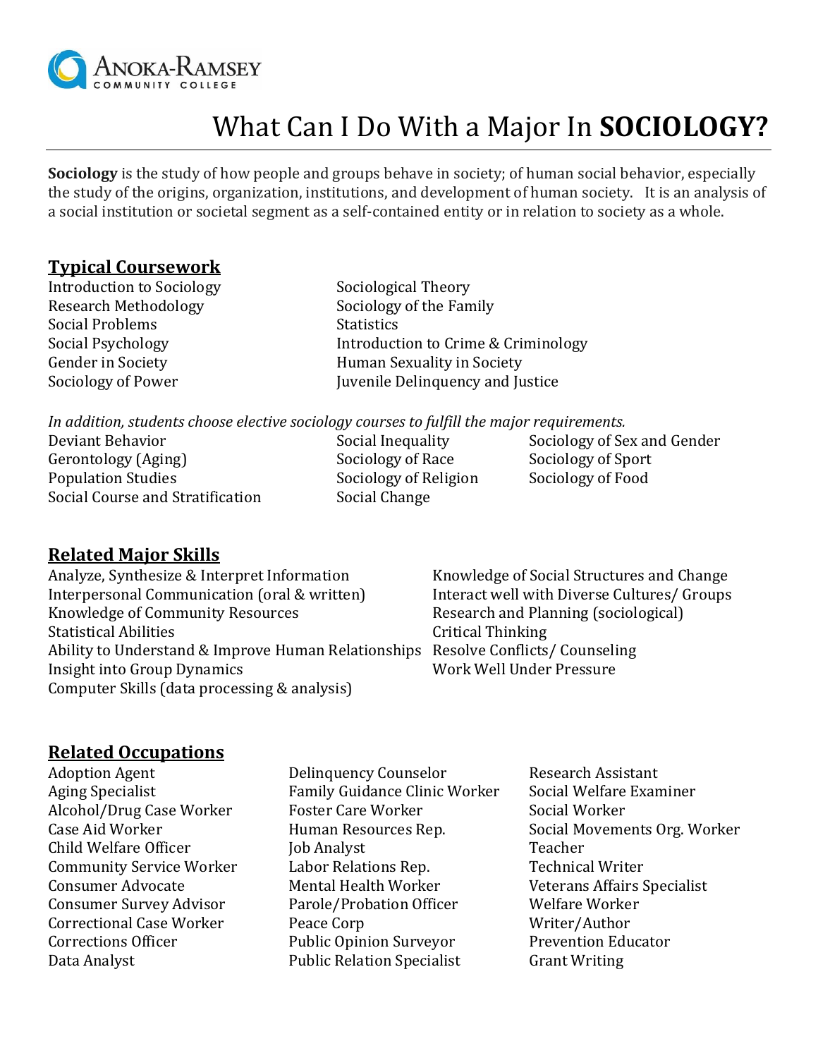Anoka-Ramsey Community College

# What Can I Do With a Major In **SOCIOLOGY?**

**Sociology** is the study of how people and groups behave in society; of human social behavior, especially the study of the origins, organization, institutions, and development of human society. It is an analysis of a social institution or societal segment as a self-contained entity or in relation to society as a whole.

## Typical Coursework

- Introduction to Sociology
- Research Methodology
- Social Problems
- Social Psychology
- Gender in Society
- Sociology of Power
- Sociological Theory
- Sociology of the Family
- Statistics
- Introduction to Crime & Criminology
- Human Sexuality in Society
- Juvenile Delinquency and Justice

*In addition, students choose elective sociology courses to fulfill the major requirements.*

- Deviant Behavior
- Gerontology (Aging)
- Population Studies
- Social Course and Stratification
- Social Inequality
- Sociology of Race
- Sociology of Religion
- Social Change
- Sociology of Sex and Gender
- Sociology of Sport
- Sociology of Food

## Related Major Skills

- Analyze, Synthesize & Interpret Information
- Interpersonal Communication (oral & written)
- Knowledge of Community Resources
- Statistical Abilities
- Ability to Understand & Improve Human Relationships
- Insight into Group Dynamics
- Computer Skills (data processing & analysis)
- Knowledge of Social Structures and Change
- Interact well with Diverse Cultures/ Groups
- Research and Planning (sociological)
- Critical Thinking
- Resolve Conflicts/ Counseling
- Work Well Under Pressure

## Related Occupations

- Adoption Agent
- Aging Specialist
- Alcohol/Drug Case Worker
- Case Aid Worker
- Child Welfare Officer
- Community Service Worker
- Consumer Advocate
- Consumer Survey Advisor
- Correctional Case Worker
- Corrections Officer
- Data Analyst
- Delinquency Counselor
- Family Guidance Clinic Worker
- Foster Care Worker
- Human Resources Rep.
- Job Analyst
- Labor Relations Rep.
- Mental Health Worker
- Parole/Probation Officer
- Peace Corp
- Public Opinion Surveyor
- Public Relation Specialist
- Research Assistant
- Social Welfare Examiner
- Social Worker
- Social Movements Org. Worker
- Teacher
- Technical Writer
- Veterans Affairs Specialist
- Welfare Worker
- Writer/Author
- Prevention Educator
- Grant Writing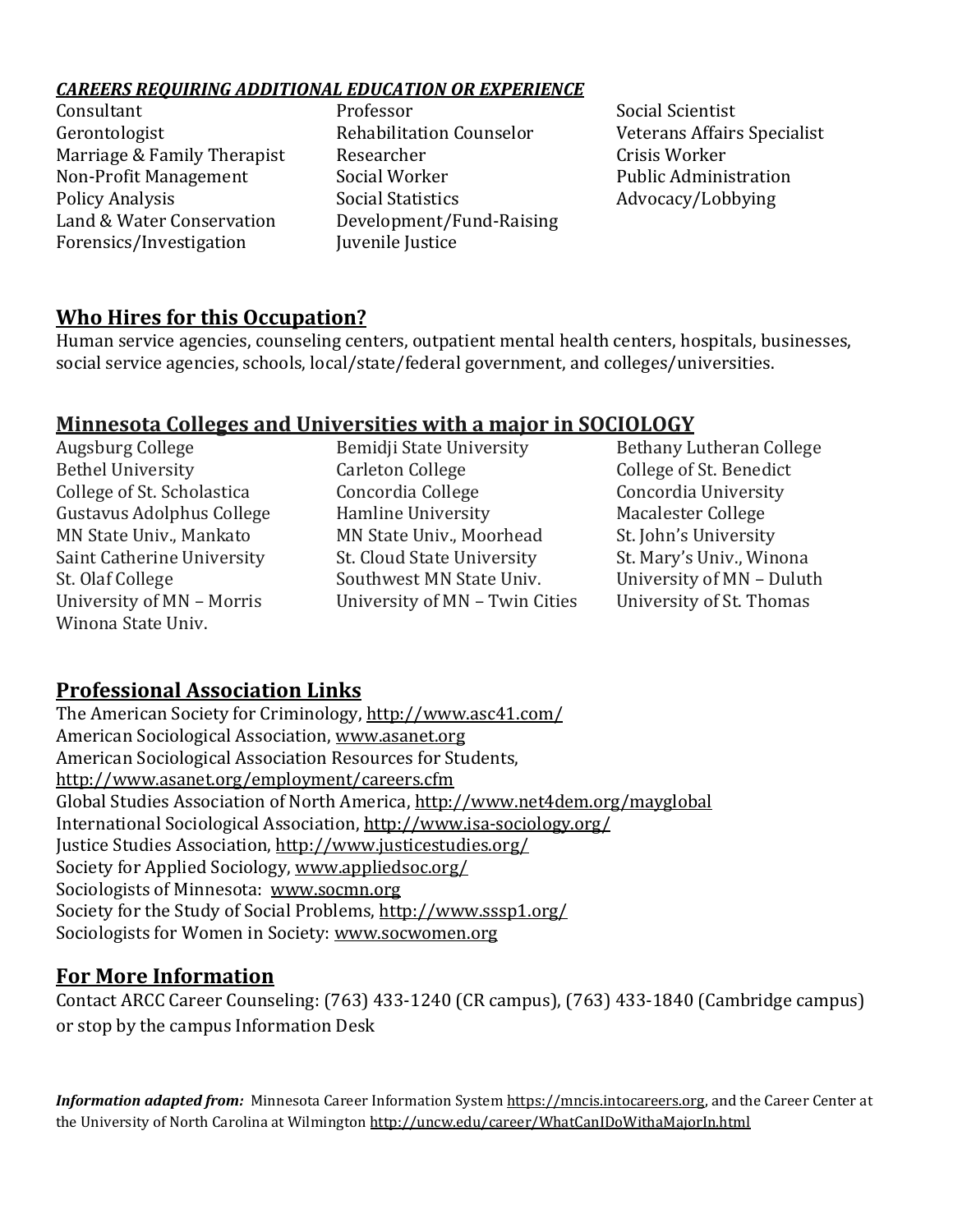***CAREERS REQUIRING ADDITIONAL EDUCATION OR EXPERIENCE***

Consultant
Gerontologist
Marriage & Family Therapist
Non-Profit Management
Policy Analysis
Land & Water Conservation
Forensics/Investigation
Professor
Rehabilitation Counselor
Researcher
Social Worker
Social Statistics
Development/Fund-Raising
Juvenile Justice
Social Scientist
Veterans Affairs Specialist
Crisis Worker
Public Administration
Advocacy/Lobbying

## Who Hires for this Occupation?

Human service agencies, counseling centers, outpatient mental health centers, hospitals, businesses, social service agencies, schools, local/state/federal government, and colleges/universities.

## Minnesota Colleges and Universities with a major in SOCIOLOGY

Augsburg College
Bemidji State University
Bethany Lutheran College
Bethel University
Carleton College
College of St. Benedict
College of St. Scholastica
Concordia College
Concordia University
Gustavus Adolphus College
Hamline University
Macalester College
MN State Univ., Mankato
MN State Univ., Moorhead
St. John's University
Saint Catherine University
St. Cloud State University
St. Mary's Univ., Winona
St. Olaf College
Southwest MN State Univ.
University of MN – Duluth
University of MN – Morris
University of MN – Twin Cities
University of St. Thomas
Winona State Univ.

## Professional Association Links

The American Society for Criminology, http://www.asc41.com/
American Sociological Association, www.asanet.org
American Sociological Association Resources for Students, http://www.asanet.org/employment/careers.cfm
Global Studies Association of North America, http://www.net4dem.org/mayglobal
International Sociological Association, http://www.isa-sociology.org/
Justice Studies Association, http://www.justicestudies.org/
Society for Applied Sociology, www.appliedsoc.org/
Sociologists of Minnesota: www.socmn.org
Society for the Study of Social Problems, http://www.sssp1.org/
Sociologists for Women in Society: www.socwomen.org

## For More Information

Contact ARCC Career Counseling: (763) 433-1240 (CR campus), (763) 433-1840 (Cambridge campus) or stop by the campus Information Desk

***Information adapted from:*** Minnesota Career Information System https://mncis.intocareers.org, and the Career Center at the University of North Carolina at Wilmington http://uncw.edu/career/WhatCanIDoWithaMajorIn.html